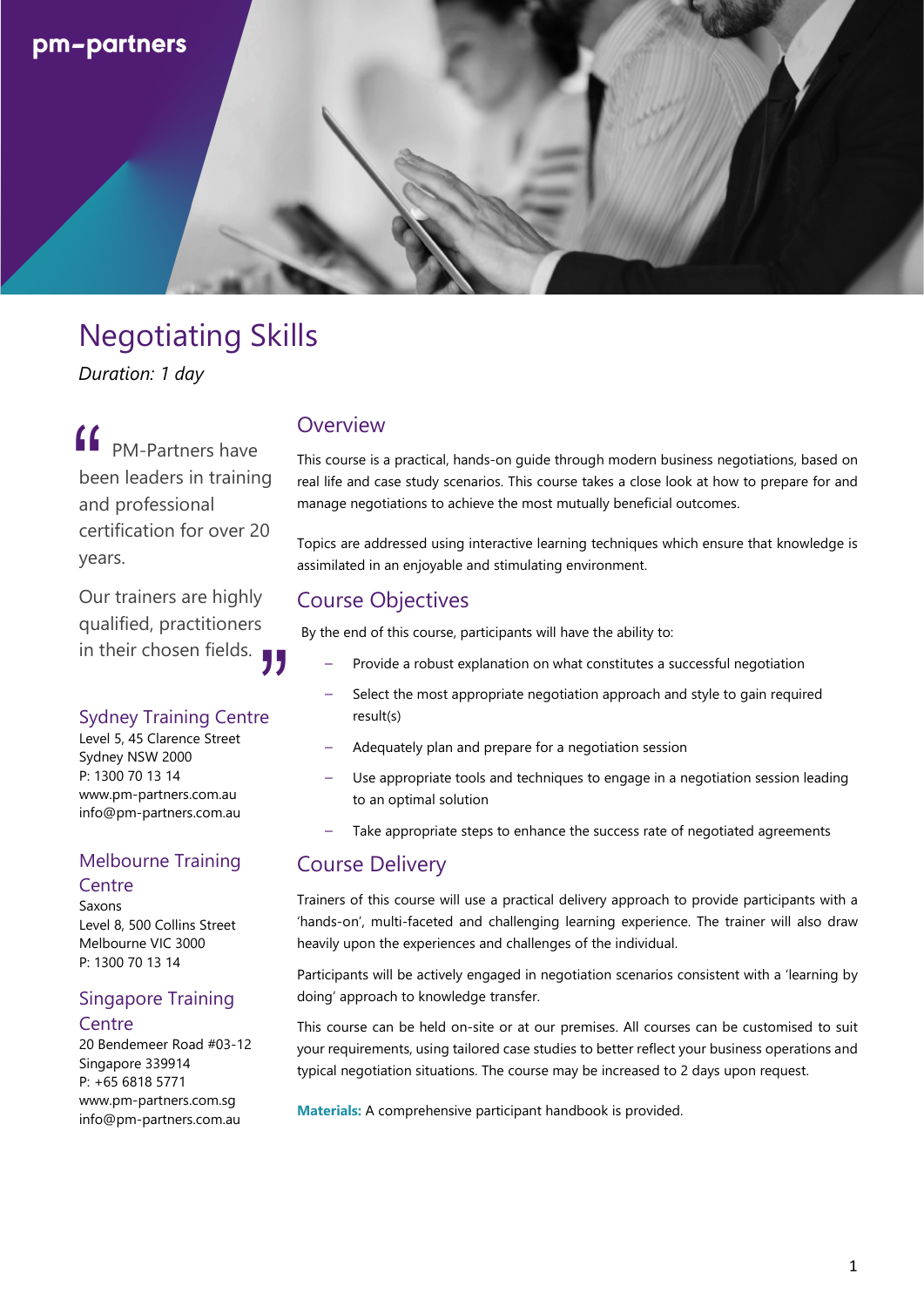pm–partners

# Negotiating Skills

*Duration: 1 day*

> PM-Partners have been leaders in training and professional certification for over 20 years.
>
> Our trainers are highly qualified, practitioners in their chosen fields.

## Overview

This course is a practical, hands-on guide through modern business negotiations, based on real life and case study scenarios. This course takes a close look at how to prepare for and manage negotiations to achieve the most mutually beneficial outcomes.

Topics are addressed using interactive learning techniques which ensure that knowledge is assimilated in an enjoyable and stimulating environment.

## Course Objectives

By the end of this course, participants will have the ability to:

- Provide a robust explanation on what constitutes a successful negotiation
- Select the most appropriate negotiation approach and style to gain required result(s)
- Adequately plan and prepare for a negotiation session
- Use appropriate tools and techniques to engage in a negotiation session leading to an optimal solution
- Take appropriate steps to enhance the success rate of negotiated agreements

## Course Delivery

Trainers of this course will use a practical delivery approach to provide participants with a 'hands-on', multi-faceted and challenging learning experience. The trainer will also draw heavily upon the experiences and challenges of the individual.

Participants will be actively engaged in negotiation scenarios consistent with a 'learning by doing' approach to knowledge transfer.

This course can be held on-site or at our premises. All courses can be customised to suit your requirements, using tailored case studies to better reflect your business operations and typical negotiation situations. The course may be increased to 2 days upon request.

**Materials:** A comprehensive participant handbook is provided.

### Sydney Training Centre

Level 5, 45 Clarence Street
Sydney NSW 2000
P: 1300 70 13 14
www.pm-partners.com.au
info@pm-partners.com.au

### Melbourne Training Centre

Saxons
Level 8, 500 Collins Street
Melbourne VIC 3000
P: 1300 70 13 14

### Singapore Training Centre

20 Bendemeer Road #03-12
Singapore 339914
P: +65 6818 5771
www.pm-partners.com.sg
info@pm-partners.com.au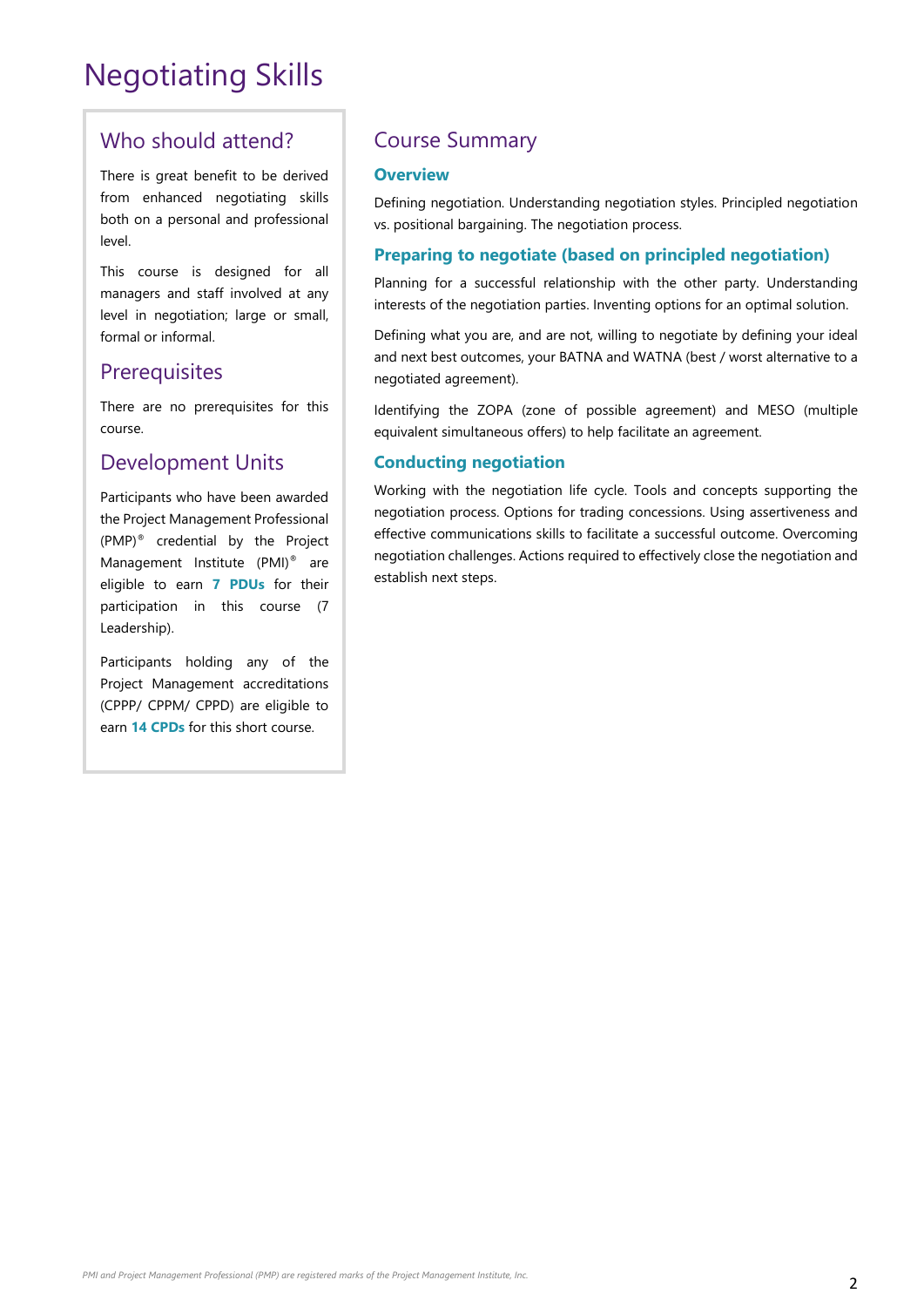# Negotiating Skills

## Who should attend?

There is great benefit to be derived from enhanced negotiating skills both on a personal and professional level.

This course is designed for all managers and staff involved at any level in negotiation; large or small, formal or informal.

## Prerequisites

There are no prerequisites for this course.

## Development Units

Participants who have been awarded the Project Management Professional (PMP)® credential by the Project Management Institute (PMI)® are eligible to earn **7 PDUs** for their participation in this course (7 Leadership).

Participants holding any of the Project Management accreditations (CPPP/ CPPM/ CPPD) are eligible to earn **14 CPDs** for this short course.

## Course Summary

### Overview

Defining negotiation. Understanding negotiation styles. Principled negotiation vs. positional bargaining. The negotiation process.

### Preparing to negotiate (based on principled negotiation)

Planning for a successful relationship with the other party. Understanding interests of the negotiation parties. Inventing options for an optimal solution.

Defining what you are, and are not, willing to negotiate by defining your ideal and next best outcomes, your BATNA and WATNA (best / worst alternative to a negotiated agreement).

Identifying the ZOPA (zone of possible agreement) and MESO (multiple equivalent simultaneous offers) to help facilitate an agreement.

### Conducting negotiation

Working with the negotiation life cycle. Tools and concepts supporting the negotiation process. Options for trading concessions. Using assertiveness and effective communications skills to facilitate a successful outcome. Overcoming negotiation challenges. Actions required to effectively close the negotiation and establish next steps.

*PMI and Project Management Professional (PMP) are registered marks of the Project Management Institute, Inc.*